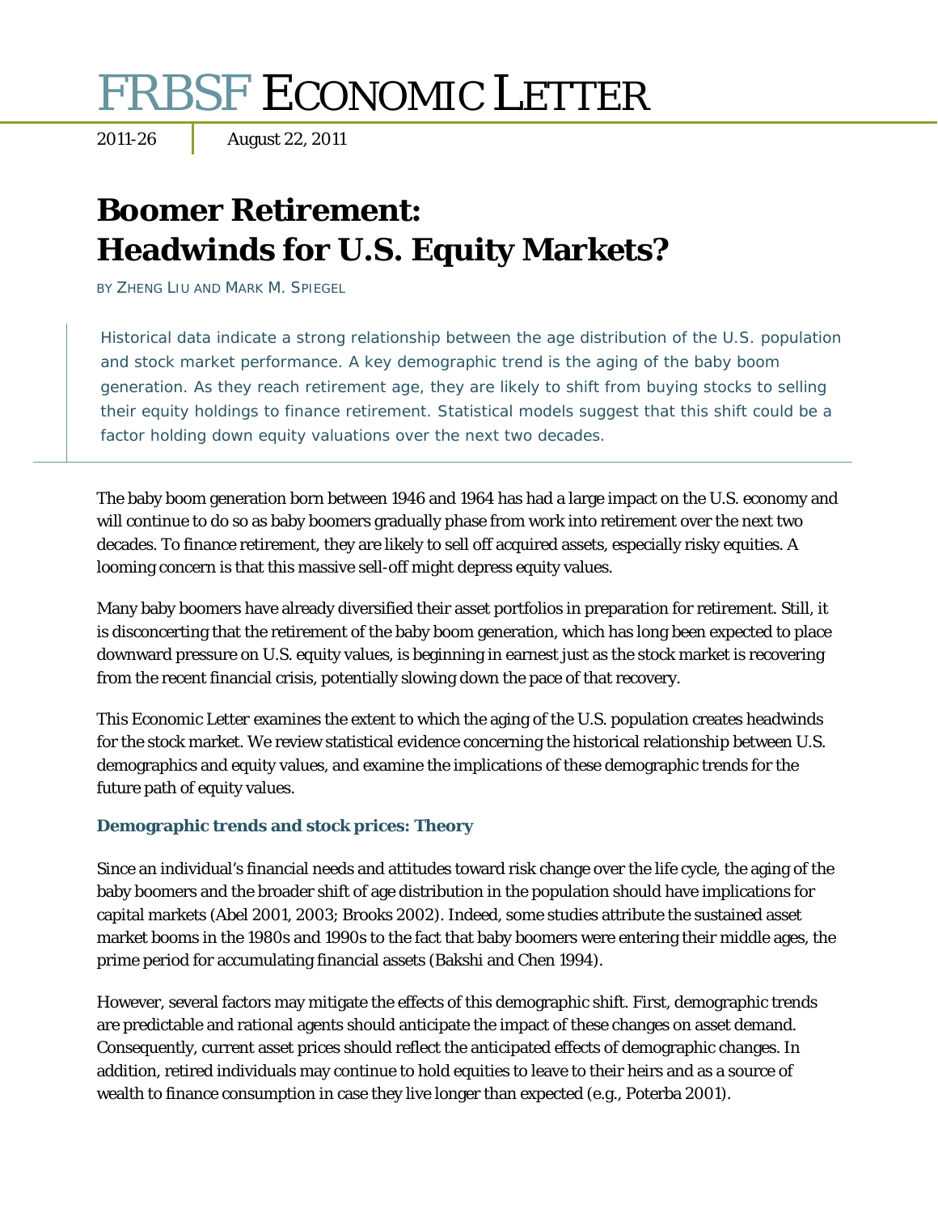# FRBSF ECONOMIC LETTER

2011-26 | August 22, 2011

## Boomer Retirement: Headwinds for U.S. Equity Markets?

BY ZHENG LIU AND MARK M. SPIEGEL

Historical data indicate a strong relationship between the age distribution of the U.S. population and stock market performance. A key demographic trend is the aging of the baby boom generation. As they reach retirement age, they are likely to shift from buying stocks to selling their equity holdings to finance retirement. Statistical models suggest that this shift could be a factor holding down equity valuations over the next two decades.

The baby boom generation born between 1946 and 1964 has had a large impact on the U.S. economy and will continue to do so as baby boomers gradually phase from work into retirement over the next two decades. To finance retirement, they are likely to sell off acquired assets, especially risky equities. A looming concern is that this massive sell-off might depress equity values.

Many baby boomers have already diversified their asset portfolios in preparation for retirement. Still, it is disconcerting that the retirement of the baby boom generation, which has long been expected to place downward pressure on U.S. equity values, is beginning in earnest just as the stock market is recovering from the recent financial crisis, potentially slowing down the pace of that recovery.

This Economic Letter examines the extent to which the aging of the U.S. population creates headwinds for the stock market. We review statistical evidence concerning the historical relationship between U.S. demographics and equity values, and examine the implications of these demographic trends for the future path of equity values.

### Demographic trends and stock prices: Theory

Since an individual's financial needs and attitudes toward risk change over the life cycle, the aging of the baby boomers and the broader shift of age distribution in the population should have implications for capital markets (Abel 2001, 2003; Brooks 2002). Indeed, some studies attribute the sustained asset market booms in the 1980s and 1990s to the fact that baby boomers were entering their middle ages, the prime period for accumulating financial assets (Bakshi and Chen 1994).

However, several factors may mitigate the effects of this demographic shift. First, demographic trends are predictable and rational agents should anticipate the impact of these changes on asset demand. Consequently, current asset prices should reflect the anticipated effects of demographic changes. In addition, retired individuals may continue to hold equities to leave to their heirs and as a source of wealth to finance consumption in case they live longer than expected (e.g., Poterba 2001).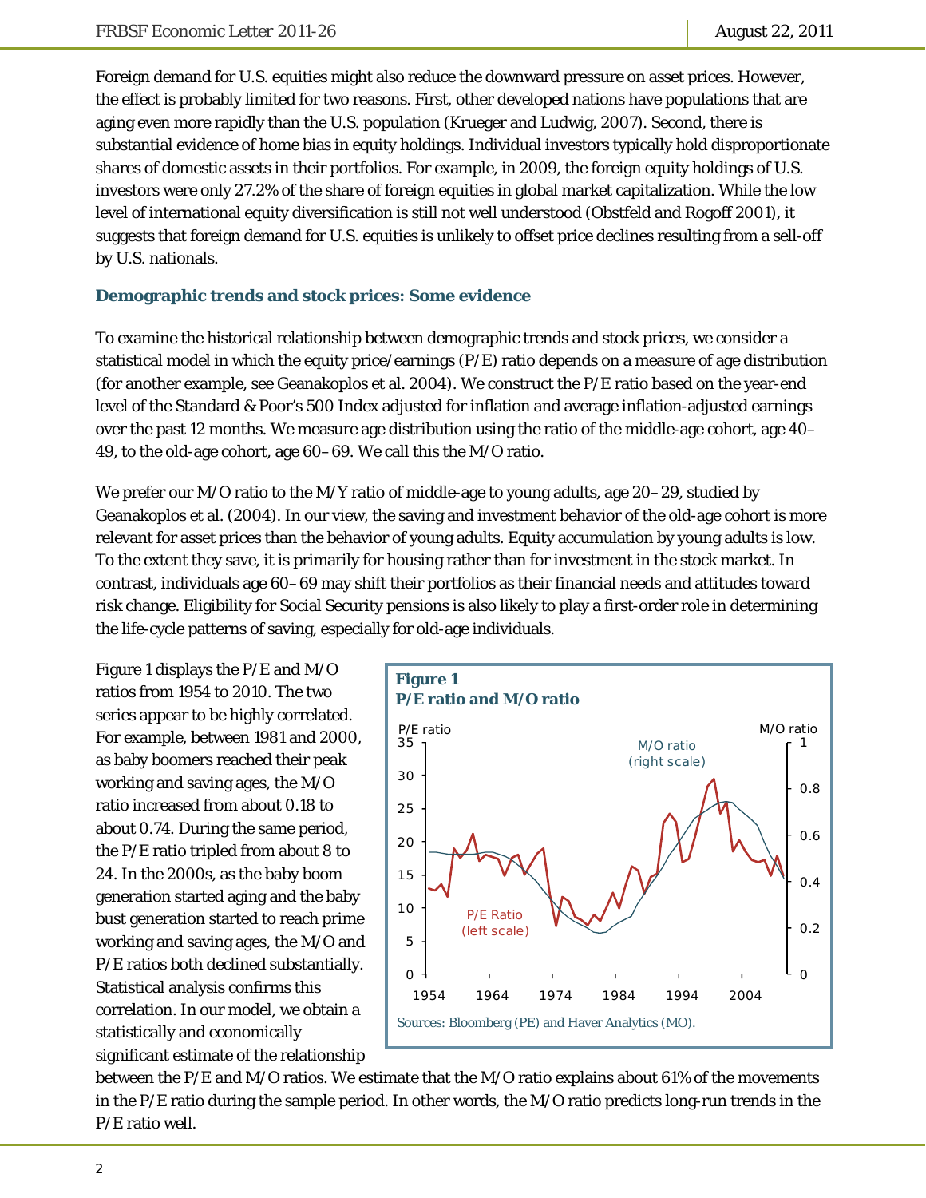Foreign demand for U.S. equities might also reduce the downward pressure on asset prices. However, the effect is probably limited for two reasons. First, other developed nations have populations that are aging even more rapidly than the U.S. population (Krueger and Ludwig, 2007). Second, there is substantial evidence of home bias in equity holdings. Individual investors typically hold disproportionate shares of domestic assets in their portfolios. For example, in 2009, the foreign equity holdings of U.S. investors were only 27.2% of the share of foreign equities in global market capitalization. While the low level of international equity diversification is still not well understood (Obstfeld and Rogoff 2001), it suggests that foreign demand for U.S. equities is unlikely to offset price declines resulting from a sell-off by U.S. nationals.

### Demographic trends and stock prices: Some evidence

To examine the historical relationship between demographic trends and stock prices, we consider a statistical model in which the equity price/earnings (P/E) ratio depends on a measure of age distribution (for another example, see Geanakoplos et al. 2004). We construct the P/E ratio based on the year-end level of the Standard & Poor's 500 Index adjusted for inflation and average inflation-adjusted earnings over the past 12 months. We measure age distribution using the ratio of the middle-age cohort, age 40–49, to the old-age cohort, age 60–69. We call this the M/O ratio.

We prefer our M/O ratio to the M/Y ratio of middle-age to young adults, age 20–29, studied by Geanakoplos et al. (2004). In our view, the saving and investment behavior of the old-age cohort is more relevant for asset prices than the behavior of young adults. Equity accumulation by young adults is low. To the extent they save, it is primarily for housing rather than for investment in the stock market. In contrast, individuals age 60–69 may shift their portfolios as their financial needs and attitudes toward risk change. Eligibility for Social Security pensions is also likely to play a first-order role in determining the life-cycle patterns of saving, especially for old-age individuals.

Figure 1 displays the P/E and M/O ratios from 1954 to 2010. The two series appear to be highly correlated. For example, between 1981 and 2000, as baby boomers reached their peak working and saving ages, the M/O ratio increased from about 0.18 to about 0.74. During the same period, the P/E ratio tripled from about 8 to 24. In the 2000s, as the baby boom generation started aging and the baby bust generation started to reach prime working and saving ages, the M/O and P/E ratios both declined substantially. Statistical analysis confirms this correlation. In our model, we obtain a statistically and economically significant estimate of the relationship between the P/E and M/O ratios. We estimate that the M/O ratio explains about 61% of the movements in the P/E ratio during the sample period. In other words, the M/O ratio predicts long-run trends in the P/E ratio well.

**Figure 1**
**P/E ratio and M/O ratio**

Sources: Bloomberg (PE) and Haver Analytics (MO).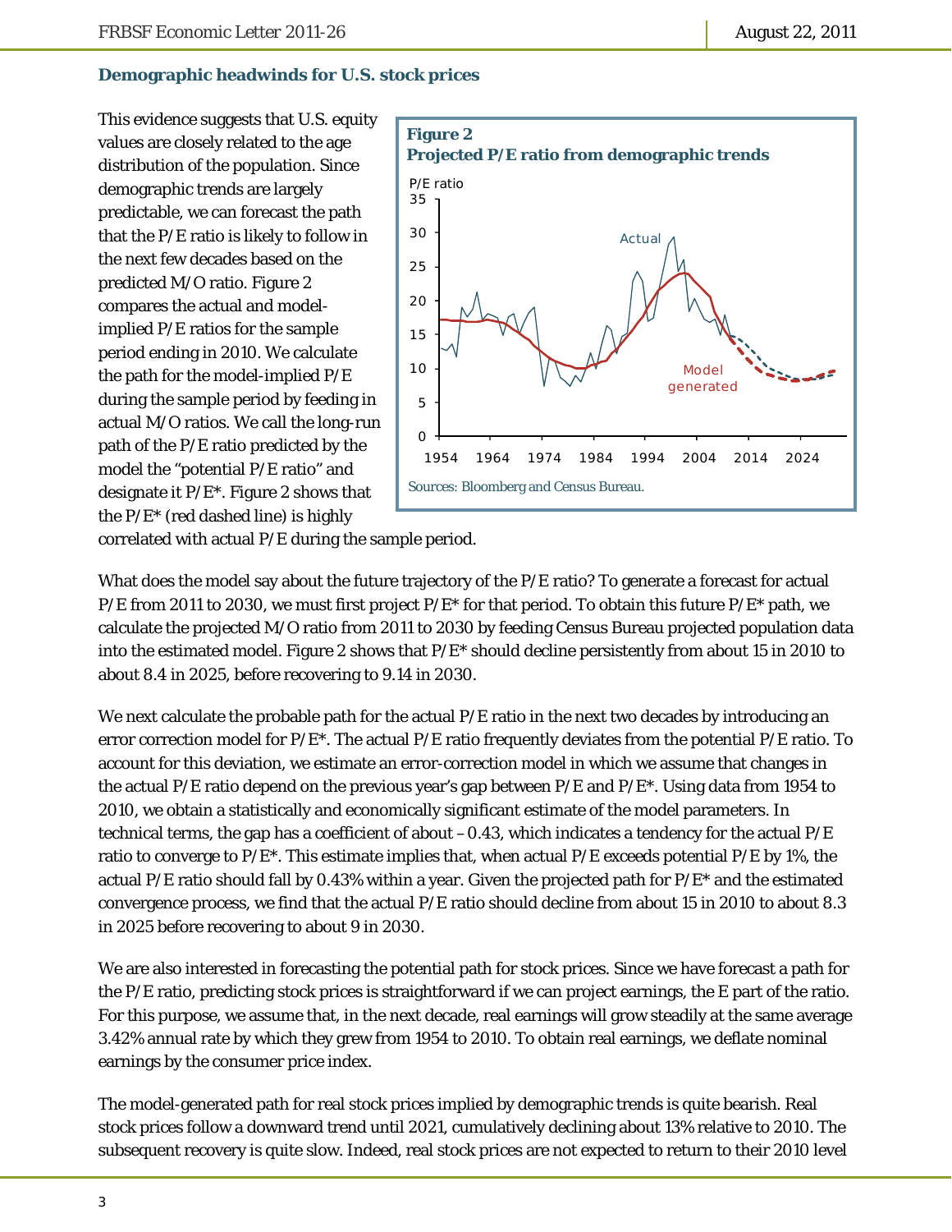### Demographic headwinds for U.S. stock prices

This evidence suggests that U.S. equity values are closely related to the age distribution of the population. Since demographic trends are largely predictable, we can forecast the path that the P/E ratio is likely to follow in the next few decades based on the predicted M/O ratio. Figure 2 compares the actual and model-implied P/E ratios for the sample period ending in 2010. We calculate the path for the model-implied P/E during the sample period by feeding in actual M/O ratios. We call the long-run path of the P/E ratio predicted by the model the "potential P/E ratio" and designate it P/E*. Figure 2 shows that the P/E* (red dashed line) is highly correlated with actual P/E during the sample period.

**Figure 2**
**Projected P/E ratio from demographic trends**

Sources: Bloomberg and Census Bureau.

What does the model say about the future trajectory of the P/E ratio? To generate a forecast for actual P/E from 2011 to 2030, we must first project P/E* for that period. To obtain this future P/E* path, we calculate the projected M/O ratio from 2011 to 2030 by feeding Census Bureau projected population data into the estimated model. Figure 2 shows that P/E* should decline persistently from about 15 in 2010 to about 8.4 in 2025, before recovering to 9.14 in 2030.

We next calculate the probable path for the actual P/E ratio in the next two decades by introducing an error correction model for P/E*. The actual P/E ratio frequently deviates from the potential P/E ratio. To account for this deviation, we estimate an error-correction model in which we assume that changes in the actual P/E ratio depend on the previous year's gap between P/E and P/E*. Using data from 1954 to 2010, we obtain a statistically and economically significant estimate of the model parameters. In technical terms, the gap has a coefficient of about –0.43, which indicates a tendency for the actual P/E ratio to converge to P/E*. This estimate implies that, when actual P/E exceeds potential P/E by 1%, the actual P/E ratio should fall by 0.43% within a year. Given the projected path for P/E* and the estimated convergence process, we find that the actual P/E ratio should decline from about 15 in 2010 to about 8.3 in 2025 before recovering to about 9 in 2030.

We are also interested in forecasting the potential path for stock prices. Since we have forecast a path for the P/E ratio, predicting stock prices is straightforward if we can project earnings, the E part of the ratio. For this purpose, we assume that, in the next decade, real earnings will grow steadily at the same average 3.42% annual rate by which they grew from 1954 to 2010. To obtain real earnings, we deflate nominal earnings by the consumer price index.

The model-generated path for real stock prices implied by demographic trends is quite bearish. Real stock prices follow a downward trend until 2021, cumulatively declining about 13% relative to 2010. The subsequent recovery is quite slow. Indeed, real stock prices are not expected to return to their 2010 level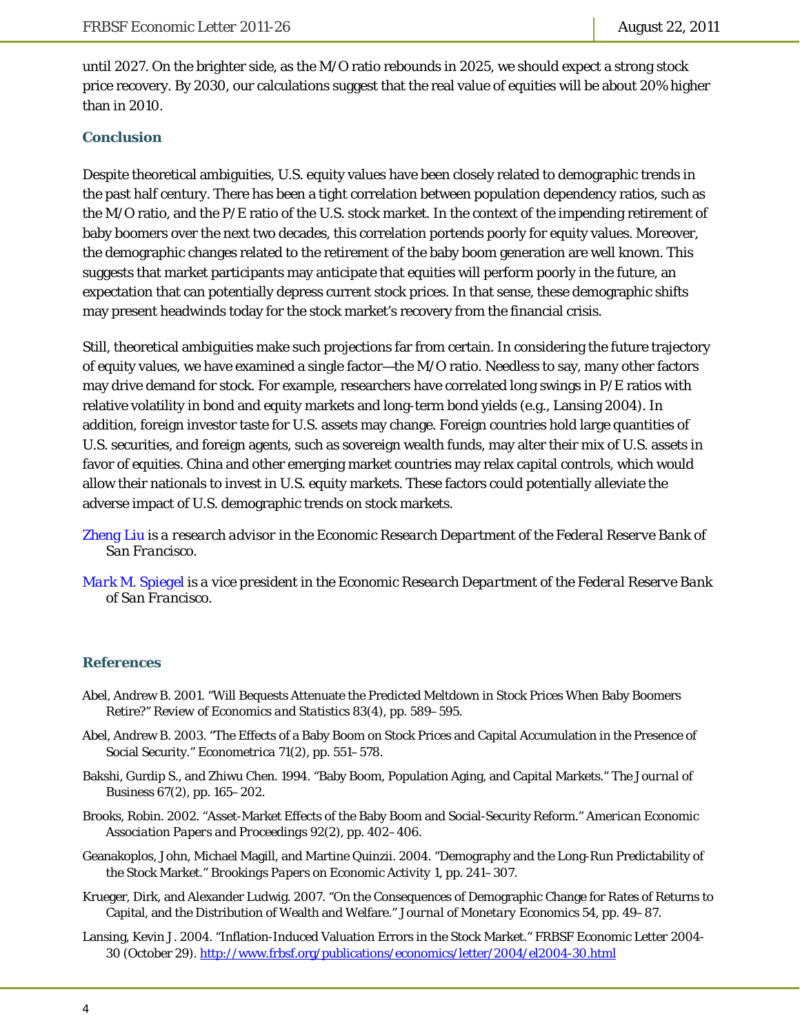until 2027. On the brighter side, as the M/O ratio rebounds in 2025, we should expect a strong stock price recovery. By 2030, our calculations suggest that the real value of equities will be about 20% higher than in 2010.

## Conclusion

Despite theoretical ambiguities, U.S. equity values have been closely related to demographic trends in the past half century. There has been a tight correlation between population dependency ratios, such as the M/O ratio, and the P/E ratio of the U.S. stock market. In the context of the impending retirement of baby boomers over the next two decades, this correlation portends poorly for equity values. Moreover, the demographic changes related to the retirement of the baby boom generation are well known. This suggests that market participants may anticipate that equities will perform poorly in the future, an expectation that can potentially depress current stock prices. In that sense, these demographic shifts may present headwinds today for the stock market's recovery from the financial crisis.

Still, theoretical ambiguities make such projections far from certain. In considering the future trajectory of equity values, we have examined a single factor—the M/O ratio. Needless to say, many other factors may drive demand for stock. For example, researchers have correlated long swings in P/E ratios with relative volatility in bond and equity markets and long-term bond yields (e.g., Lansing 2004). In addition, foreign investor taste for U.S. assets may change. Foreign countries hold large quantities of U.S. securities, and foreign agents, such as sovereign wealth funds, may alter their mix of U.S. assets in favor of equities. China and other emerging market countries may relax capital controls, which would allow their nationals to invest in U.S. equity markets. These factors could potentially alleviate the adverse impact of U.S. demographic trends on stock markets.

*Zheng Liu is a research advisor in the Economic Research Department of the Federal Reserve Bank of San Francisco.*

*Mark M. Spiegel is a vice president in the Economic Research Department of the Federal Reserve Bank of San Francisco.*

## References

Abel, Andrew B. 2001. "Will Bequests Attenuate the Predicted Meltdown in Stock Prices When Baby Boomers Retire?" *Review of Economics and Statistics* 83(4), pp. 589–595.

Abel, Andrew B. 2003. "The Effects of a Baby Boom on Stock Prices and Capital Accumulation in the Presence of Social Security." *Econometrica* 71(2), pp. 551–578.

Bakshi, Gurdip S., and Zhiwu Chen. 1994. "Baby Boom, Population Aging, and Capital Markets." *The Journal of Business* 67(2), pp. 165–202.

Brooks, Robin. 2002. "Asset-Market Effects of the Baby Boom and Social-Security Reform." *American Economic Association Papers and Proceedings* 92(2), pp. 402–406.

Geanakoplos, John, Michael Magill, and Martine Quinzii. 2004. "Demography and the Long-Run Predictability of the Stock Market." *Brookings Papers on Economic Activity* 1, pp. 241–307.

Krueger, Dirk, and Alexander Ludwig. 2007. "On the Consequences of Demographic Change for Rates of Returns to Capital, and the Distribution of Wealth and Welfare." *Journal of Monetary Economics* 54, pp. 49–87.

Lansing, Kevin J. 2004. "Inflation-Induced Valuation Errors in the Stock Market." FRBSF Economic Letter 2004-30 (October 29). http://www.frbsf.org/publications/economics/letter/2004/el2004-30.html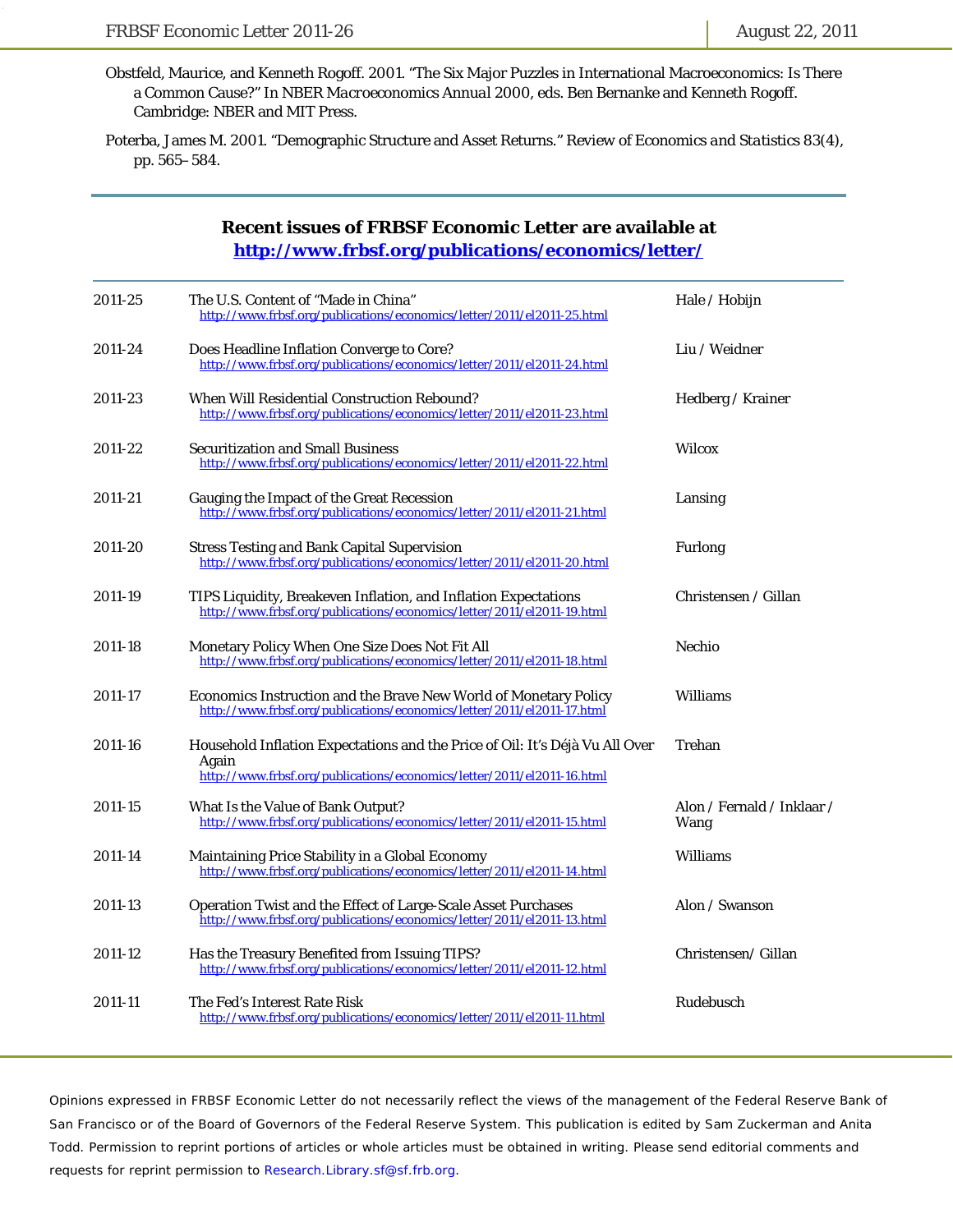Obstfeld, Maurice, and Kenneth Rogoff. 2001. "The Six Major Puzzles in International Macroeconomics: Is There a Common Cause?" In *NBER Macroeconomics Annual 2000*, eds. Ben Bernanke and Kenneth Rogoff. Cambridge: NBER and MIT Press.

Poterba, James M. 2001. "Demographic Structure and Asset Returns." *Review of Economics and Statistics* 83(4), pp. 565–584.

---

**Recent issues of FRBSF Economic Letter are available at**
**http://www.frbsf.org/publications/economics/letter/**

| | | |
|---|---|---|
| 2011-25 | The U.S. Content of "Made in China" http://www.frbsf.org/publications/economics/letter/2011/el2011-25.html | Hale / Hobijn |
| 2011-24 | Does Headline Inflation Converge to Core? http://www.frbsf.org/publications/economics/letter/2011/el2011-24.html | Liu / Weidner |
| 2011-23 | When Will Residential Construction Rebound? http://www.frbsf.org/publications/economics/letter/2011/el2011-23.html | Hedberg / Krainer |
| 2011-22 | Securitization and Small Business http://www.frbsf.org/publications/economics/letter/2011/el2011-22.html | Wilcox |
| 2011-21 | Gauging the Impact of the Great Recession http://www.frbsf.org/publications/economics/letter/2011/el2011-21.html | Lansing |
| 2011-20 | Stress Testing and Bank Capital Supervision http://www.frbsf.org/publications/economics/letter/2011/el2011-20.html | Furlong |
| 2011-19 | TIPS Liquidity, Breakeven Inflation, and Inflation Expectations http://www.frbsf.org/publications/economics/letter/2011/el2011-19.html | Christensen / Gillan |
| 2011-18 | Monetary Policy When One Size Does Not Fit All http://www.frbsf.org/publications/economics/letter/2011/el2011-18.html | Nechio |
| 2011-17 | Economics Instruction and the Brave New World of Monetary Policy http://www.frbsf.org/publications/economics/letter/2011/el2011-17.html | Williams |
| 2011-16 | Household Inflation Expectations and the Price of Oil: It's Déjà Vu All Over Again http://www.frbsf.org/publications/economics/letter/2011/el2011-16.html | Trehan |
| 2011-15 | What Is the Value of Bank Output? http://www.frbsf.org/publications/economics/letter/2011/el2011-15.html | Alon / Fernald / Inklaar / Wang |
| 2011-14 | Maintaining Price Stability in a Global Economy http://www.frbsf.org/publications/economics/letter/2011/el2011-14.html | Williams |
| 2011-13 | Operation Twist and the Effect of Large-Scale Asset Purchases http://www.frbsf.org/publications/economics/letter/2011/el2011-13.html | Alon / Swanson |
| 2011-12 | Has the Treasury Benefited from Issuing TIPS? http://www.frbsf.org/publications/economics/letter/2011/el2011-12.html | Christensen/ Gillan |
| 2011-11 | The Fed's Interest Rate Risk http://www.frbsf.org/publications/economics/letter/2011/el2011-11.html | Rudebusch |

---

Opinions expressed in FRBSF Economic Letter do not necessarily reflect the views of the management of the Federal Reserve Bank of San Francisco or of the Board of Governors of the Federal Reserve System. This publication is edited by Sam Zuckerman and Anita Todd. Permission to reprint portions of articles or whole articles must be obtained in writing. Please send editorial comments and requests for reprint permission to Research.Library.sf@sf.frb.org.